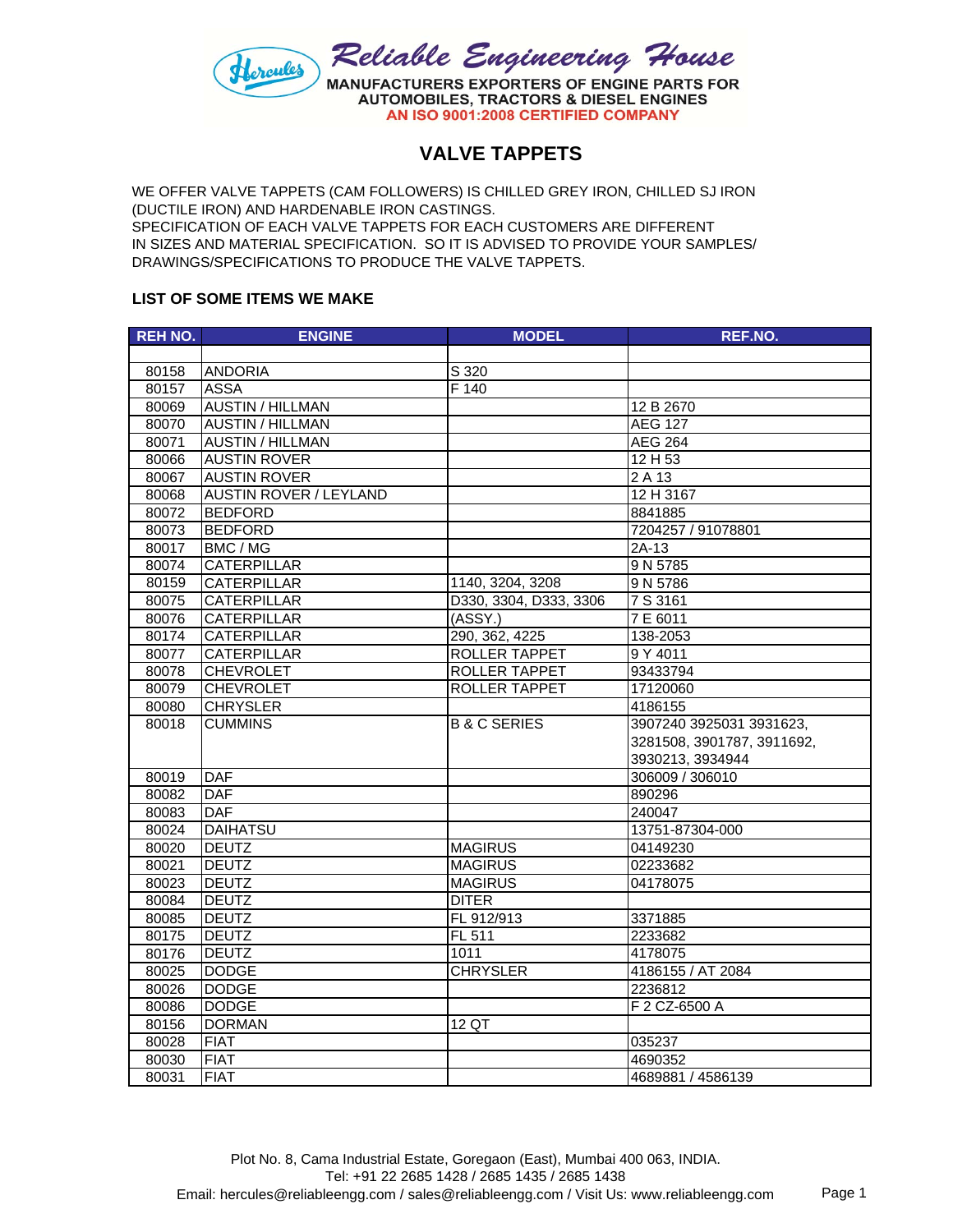Reliable Engineering House

MANUFACTURERS EXPORTERS OF ENGINE PARTS FOR AUTOMOBILES, TRACTORS & DIESEL ENGINES

AN ISO 9001:2008 CERTIFIED COMPANY

# VALVE TAPPETS

WE OFFER VALVE TAPPETS (CAM FOLLOWERS) IS CHILLED GREY IRON, CHILLED SJ IRON (DUCTILE IRON) AND HARDENABLE IRON CASTINGS.
SPECIFICATION OF EACH VALVE TAPPETS FOR EACH CUSTOMERS ARE DIFFERENT IN SIZES AND MATERIAL SPECIFICATION. SO IT IS ADVISED TO PROVIDE YOUR SAMPLES/ DRAWINGS/SPECIFICATIONS TO PRODUCE THE VALVE TAPPETS.

**LIST OF SOME ITEMS WE MAKE**

| REH NO. | ENGINE | MODEL | REF.NO. |
|---|---|---|---|
| | | | |
| 80158 | ANDORIA | S 320 | |
| 80157 | ASSA | F 140 | |
| 80069 | AUSTIN / HILLMAN | | 12 B 2670 |
| 80070 | AUSTIN / HILLMAN | | AEG 127 |
| 80071 | AUSTIN / HILLMAN | | AEG 264 |
| 80066 | AUSTIN ROVER | | 12 H 53 |
| 80067 | AUSTIN ROVER | | 2 A 13 |
| 80068 | AUSTIN ROVER / LEYLAND | | 12 H 3167 |
| 80072 | BEDFORD | | 8841885 |
| 80073 | BEDFORD | | 7204257 / 91078801 |
| 80017 | BMC / MG | | 2A-13 |
| 80074 | CATERPILLAR | | 9 N 5785 |
| 80159 | CATERPILLAR | 1140, 3204, 3208 | 9 N 5786 |
| 80075 | CATERPILLAR | D330, D333, 3306 | 7 S 3161 |
| 80076 | CATERPILLAR | (ASSY.) | 7 E 6011 |
| 80174 | CATERPILLAR | 290, 362, 4225 | 138-2053 |
| 80077 | CATERPILLAR | ROLLER TAPPET | 9 Y 4011 |
| 80078 | CHEVROLET | ROLLER TAPPET | 93433794 |
| 80079 | CHEVROLET | ROLLER TAPPET | 17120060 |
| 80080 | CHRYSLER | | 4186155 |
| 80018 | CUMMINS | B & C SERIES | 3907240 3925031 3931623, 3281508, 3901787, 3911692, 3930213, 3934944 |
| 80019 | DAF | | 306009 / 306010 |
| 80082 | DAF | | 890296 |
| 80083 | DAF | | 240047 |
| 80024 | DAIHATSU | | 13751-87304-000 |
| 80020 | DEUTZ | MAGIRUS | 04149230 |
| 80021 | DEUTZ | MAGIRUS | 02233682 |
| 80023 | DEUTZ | MAGIRUS | 04178075 |
| 80084 | DEUTZ | DITER | |
| 80085 | DEUTZ | FL 912/913 | 3371885 |
| 80175 | DEUTZ | FL 511 | 2233682 |
| 80176 | DEUTZ | 1011 | 4178075 |
| 80025 | DODGE | CHRYSLER | 4186155 / AT 2084 |
| 80026 | DODGE | | 2236812 |
| 80086 | DODGE | | F 2 CZ-6500 A |
| 80156 | DORMAN | 12 QT | |
| 80028 | FIAT | | 035237 |
| 80030 | FIAT | | 4690352 |
| 80031 | FIAT | | 4689881 / 4586139 |

Plot No. 8, Cama Industrial Estate, Goregaon (East), Mumbai 400 063, INDIA.
Tel: +91 22 2685 1428 / 2685 1435 / 2685 1438
Email: hercules@reliableengg.com / sales@reliableengg.com / Visit Us: www.reliableengg.com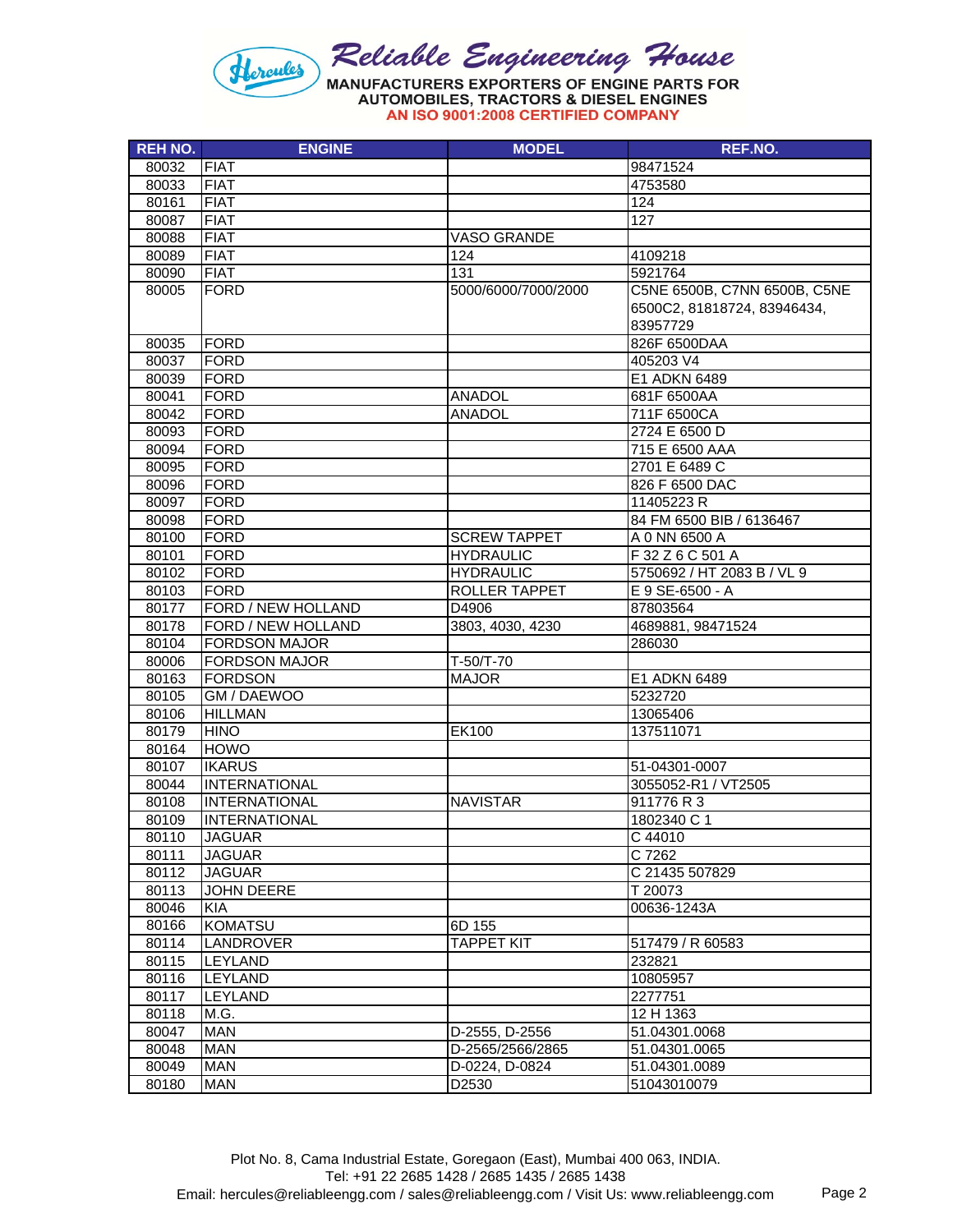# Reliable Engineering House

**MANUFACTURERS EXPORTERS OF ENGINE PARTS FOR AUTOMOBILES, TRACTORS & DIESEL ENGINES**

**AN ISO 9001:2008 CERTIFIED COMPANY**

| REH NO. | ENGINE | MODEL | REF.NO. |
|---|---|---|---|
| 80032 | FIAT | | 98471524 |
| 80033 | FIAT | | 4753580 |
| 80161 | FIAT | | 124 |
| 80087 | FIAT | | 127 |
| 80088 | FIAT | VASO GRANDE | |
| 80089 | FIAT | 124 | 4109218 |
| 80090 | FIAT | 131 | 5921764 |
| 80005 | FORD | 5000/6000/7000/2000 | C5NE 6500B, C7NN 6500B, C5NE 6500C2, 81818724, 83946434, 83957729 |
| 80035 | FORD | | 826F 6500DAA |
| 80037 | FORD | | 405203 V4 |
| 80039 | FORD | | E1 ADKN 6489 |
| 80041 | FORD | ANADOL | 681F 6500AA |
| 80042 | FORD | ANADOL | 711F 6500CA |
| 80093 | FORD | | 2724 E 6500 D |
| 80094 | FORD | | 715 E 6500 AAA |
| 80095 | FORD | | 2701 E 6489 C |
| 80096 | FORD | | 826 F 6500 DAC |
| 80097 | FORD | | 11405223 R |
| 80098 | FORD | | 84 FM 6500 BIB / 6136467 |
| 80100 | FORD | SCREW TAPPET | A 0 NN 6500 A |
| 80101 | FORD | HYDRAULIC | F 32 Z 6 C 501 A |
| 80102 | FORD | HYDRAULIC | 5750692 / HT 2083 B / VL 9 |
| 80103 | FORD | ROLLER TAPPET | E 9 SE-6500 - A |
| 80177 | FORD / NEW HOLLAND | D4906 | 87803564 |
| 80178 | FORD / NEW HOLLAND | 3803, 4030, 4230 | 4689881, 98471524 |
| 80104 | FORDSON MAJOR | | 286030 |
| 80006 | FORDSON MAJOR | T-50/T-70 | |
| 80163 | FORDSON | MAJOR | E1 ADKN 6489 |
| 80105 | GM / DAEWOO | | 5232720 |
| 80106 | HILLMAN | | 13065406 |
| 80179 | HINO | EK100 | 137511071 |
| 80164 | HOWO | | |
| 80107 | IKARUS | | 51-04301-0007 |
| 80044 | INTERNATIONAL | | 3055052-R1 / VT2505 |
| 80108 | INTERNATIONAL | NAVISTAR | 911776 R 3 |
| 80109 | INTERNATIONAL | | 1802340 C 1 |
| 80110 | JAGUAR | | C 44010 |
| 80111 | JAGUAR | | C 7262 |
| 80112 | JAGUAR | | C 21435 507829 |
| 80113 | JOHN DEERE | | T 20073 |
| 80046 | KIA | | 00636-1243A |
| 80166 | KOMATSU | 6D 155 | |
| 80114 | LANDROVER | TAPPET KIT | 517479 / R 60583 |
| 80115 | LEYLAND | | 232821 |
| 80116 | LEYLAND | | 10805957 |
| 80117 | LEYLAND | | 2277751 |
| 80118 | M.G. | | 12 H 1363 |
| 80047 | MAN | D-2555, D-2556 | 51.04301.0068 |
| 80048 | MAN | D-2565/2566/2865 | 51.04301.0065 |
| 80049 | MAN | D-0224, D-0824 | 51.04301.0089 |
| 80180 | MAN | D2530 | 51043010079 |

Plot No. 8, Cama Industrial Estate, Goregaon (East), Mumbai 400 063, INDIA.
Tel: +91 22 2685 1428 / 2685 1435 / 2685 1438
Email: hercules@reliableengg.com / sales@reliableengg.com / Visit Us: www.reliableengg.com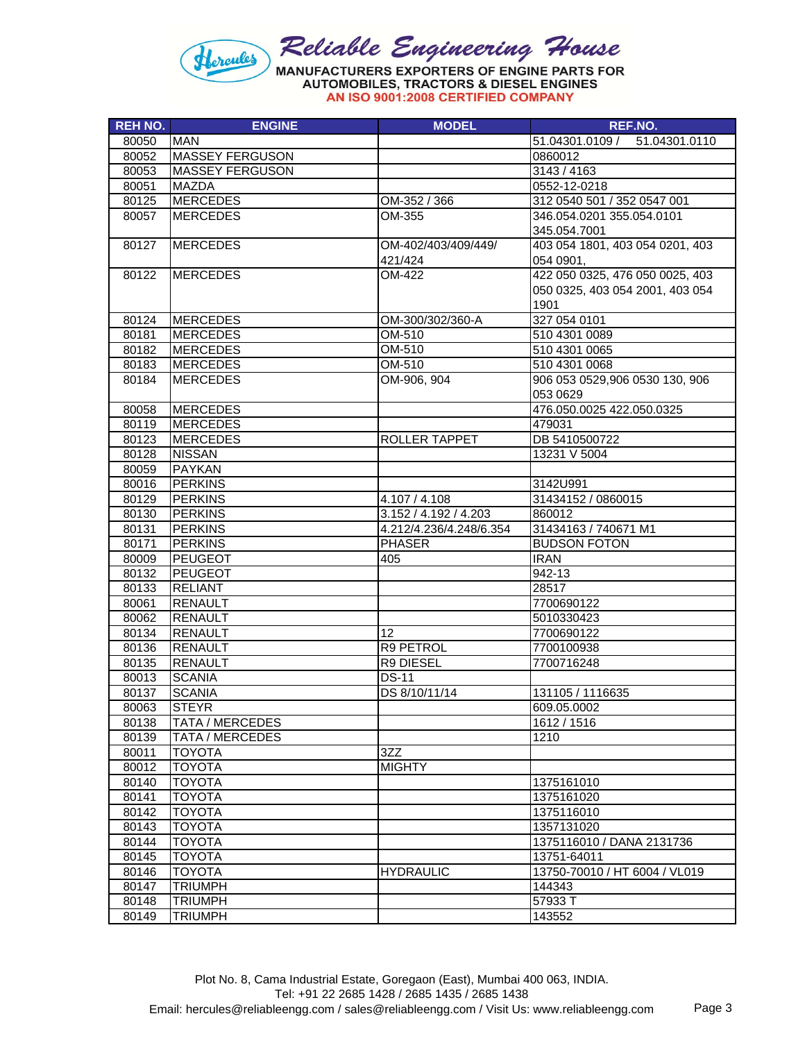# Reliable Engineering House

**MANUFACTURERS EXPORTERS OF ENGINE PARTS FOR AUTOMOBILES, TRACTORS & DIESEL ENGINES**

**AN ISO 9001:2008 CERTIFIED COMPANY**

| REH NO. | ENGINE | MODEL | REF.NO. |
|---|---|---|---|
| 80050 | MAN | | 51.04301.0109 / 51.04301.0110 |
| 80052 | MASSEY FERGUSON | | 0860012 |
| 80053 | MASSEY FERGUSON | | 3143 / 4163 |
| 80051 | MAZDA | | 0552-12-0218 |
| 80125 | MERCEDES | OM-352 / 366 | 312 0540 501 / 352 0547 001 |
| 80057 | MERCEDES | OM-355 | 346.054.0201 355.054.0101 345.054.7001 |
| 80127 | MERCEDES | OM-402/403/409/449/ 421/424 | 403 054 1801, 403 054 0201, 403 054 0901, |
| 80122 | MERCEDES | OM-422 | 422 050 0325, 476 050 0025, 403 050 0325, 403 054 2001, 403 054 1901 |
| 80124 | MERCEDES | OM-300/302/360-A | 327 054 0101 |
| 80181 | MERCEDES | OM-510 | 510 4301 0089 |
| 80182 | MERCEDES | OM-510 | 510 4301 0065 |
| 80183 | MERCEDES | OM-510 | 510 4301 0068 |
| 80184 | MERCEDES | OM-906, 904 | 906 053 0529,906 0530 130, 906 053 0629 |
| 80058 | MERCEDES | | 476.050.0025 422.050.0325 |
| 80119 | MERCEDES | | 479031 |
| 80123 | MERCEDES | ROLLER TAPPET | DB 5410500722 |
| 80128 | NISSAN | | 13231 V 5004 |
| 80059 | PAYKAN | | |
| 80016 | PERKINS | | 3142U991 |
| 80129 | PERKINS | 4.107 / 4.108 | 31434152 / 0860015 |
| 80130 | PERKINS | 3.152 / 4.192 / 4.203 | 860012 |
| 80131 | PERKINS | 4.212/4.236/4.248/6.354 | 31434163 / 740671 M1 |
| 80171 | PERKINS | PHASER | BUDSON FOTON |
| 80009 | PEUGEOT | 405 | IRAN |
| 80132 | PEUGEOT | | 942-13 |
| 80133 | RELIANT | | 28517 |
| 80061 | RENAULT | | 7700690122 |
| 80062 | RENAULT | | 5010330423 |
| 80134 | RENAULT | 12 | 7700690122 |
| 80136 | RENAULT | R9 PETROL | 7700100938 |
| 80135 | RENAULT | R9 DIESEL | 7700716248 |
| 80013 | SCANIA | DS-11 | |
| 80137 | SCANIA | DS 8/10/11/14 | 131105 / 1116635 |
| 80063 | STEYR | | 609.05.0002 |
| 80138 | TATA / MERCEDES | | 1612 / 1516 |
| 80139 | TATA / MERCEDES | | 1210 |
| 80011 | TOYOTA | 3ZZ | |
| 80012 | TOYOTA | MIGHTY | |
| 80140 | TOYOTA | | 1375161010 |
| 80141 | TOYOTA | | 1375161020 |
| 80142 | TOYOTA | | 1375116010 |
| 80143 | TOYOTA | | 1357131020 |
| 80144 | TOYOTA | | 1375116010 / DANA 2131736 |
| 80145 | TOYOTA | | 13751-64011 |
| 80146 | TOYOTA | HYDRAULIC | 13750-70010 / HT 6004 / VL019 |
| 80147 | TRIUMPH | | 144343 |
| 80148 | TRIUMPH | | 57933 T |
| 80149 | TRIUMPH | | 143552 |

Plot No. 8, Cama Industrial Estate, Goregaon (East), Mumbai 400 063, INDIA.
Tel: +91 22 2685 1428 / 2685 1435 / 2685 1438
Email: hercules@reliableengg.com / sales@reliableengg.com / Visit Us: www.reliableengg.com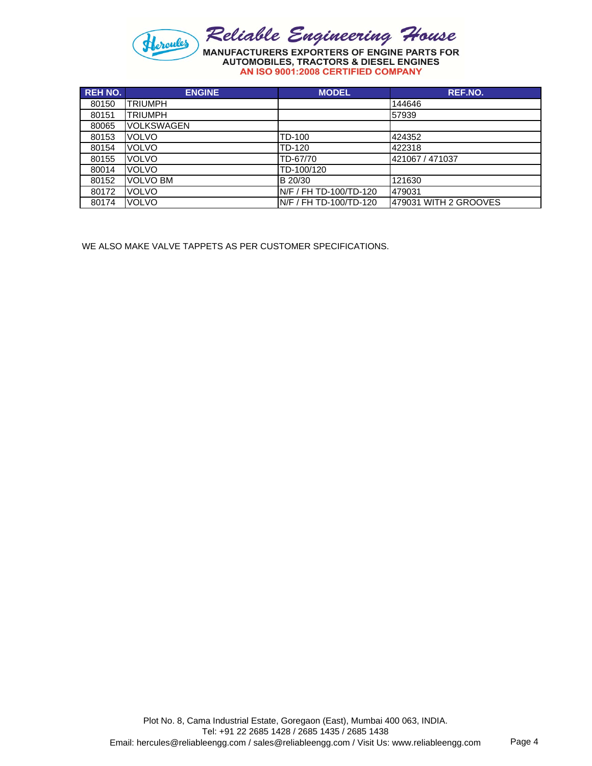Reliable Engineering House

MANUFACTURERS EXPORTERS OF ENGINE PARTS FOR AUTOMOBILES, TRACTORS & DIESEL ENGINES

AN ISO 9001:2008 CERTIFIED COMPANY

| REH NO. | ENGINE | MODEL | REF.NO. |
|---|---|---|---|
| 80150 | TRIUMPH | | 144646 |
| 80151 | TRIUMPH | | 57939 |
| 80065 | VOLKSWAGEN | | |
| 80153 | VOLVO | TD-100 | 424352 |
| 80154 | VOLVO | TD-120 | 422318 |
| 80155 | VOLVO | TD-67/70 | 421067 / 471037 |
| 80014 | VOLVO | TD-100/120 | |
| 80152 | VOLVO BM | B 20/30 | 121630 |
| 80172 | VOLVO | N/F / FH TD-100/TD-120 | 479031 |
| 80174 | VOLVO | N/F / FH TD-100/TD-120 | 479031 WITH 2 GROOVES |

WE ALSO MAKE VALVE TAPPETS AS PER CUSTOMER SPECIFICATIONS.

Plot No. 8, Cama Industrial Estate, Goregaon (East), Mumbai 400 063, INDIA.
Tel: +91 22 2685 1428 / 2685 1435 / 2685 1438
Email: hercules@reliableengg.com / sales@reliableengg.com / Visit Us: www.reliableengg.com